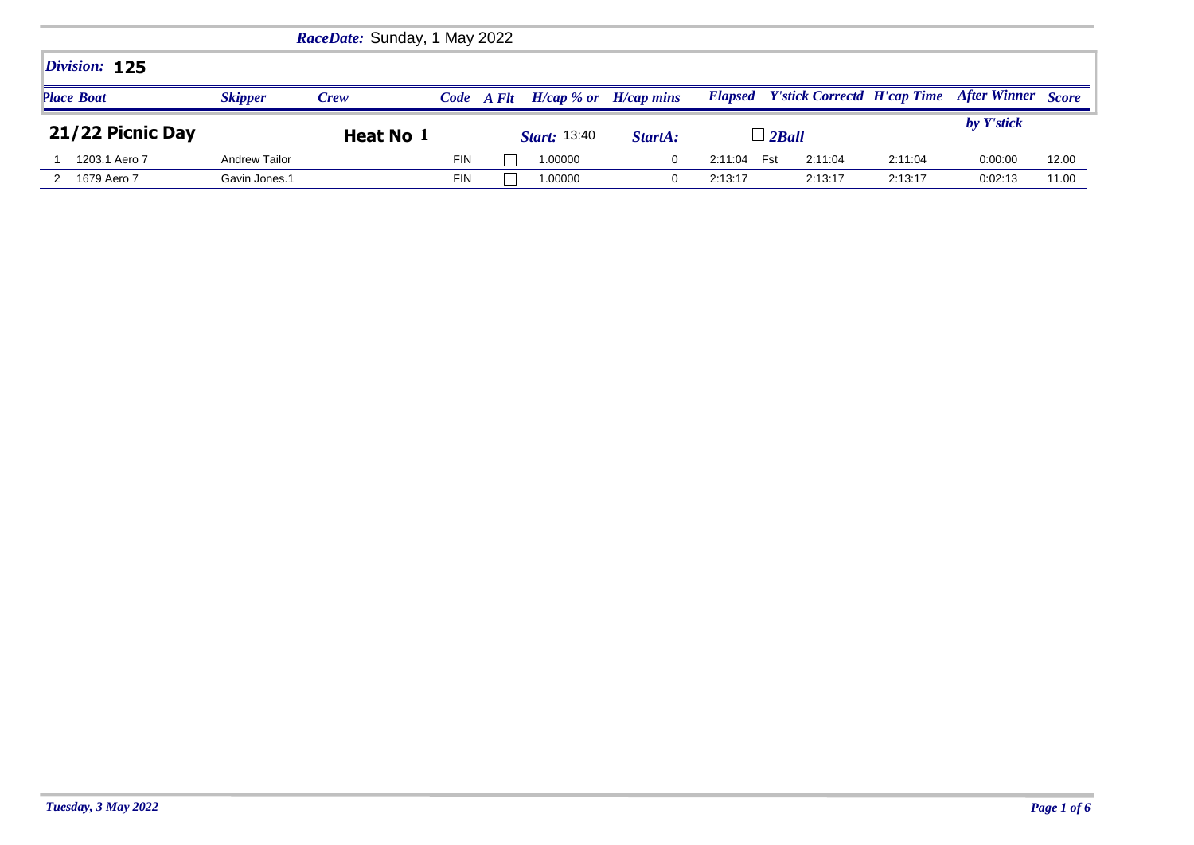*RaceDate:* Sunday, 1 May 2022

## *Division:* 125

| *Place* | *Boat* | *Skipper* | *Crew* | *Code* | *A Flt* | *H/cap % or* | *H/cap mins* | *Elapsed* | | *Y'stick Correctd* | *H'cap Time* | *After Winner by Y'stick* | *Score* |
|---|---|---|---|---|---|---|---|---|---|---|---|---|---|
| **21/22 Picnic Day** | | | **Heat No 1** | | | *Start:* 13:40 | *StartA:* | ☐ *2Ball* | | | | | |
| 1 | 1203.1 Aero 7 | Andrew Tailor | | FIN | ☐ | 1.00000 | 0 | 2:11:04 | Fst | 2:11:04 | 2:11:04 | 0:00:00 | 12.00 |
| 2 | 1679 Aero 7 | Gavin Jones.1 | | FIN | ☐ | 1.00000 | 0 | 2:13:17 | | 2:13:17 | 2:13:17 | 0:02:13 | 11.00 |

*Tuesday, 3 May 2022*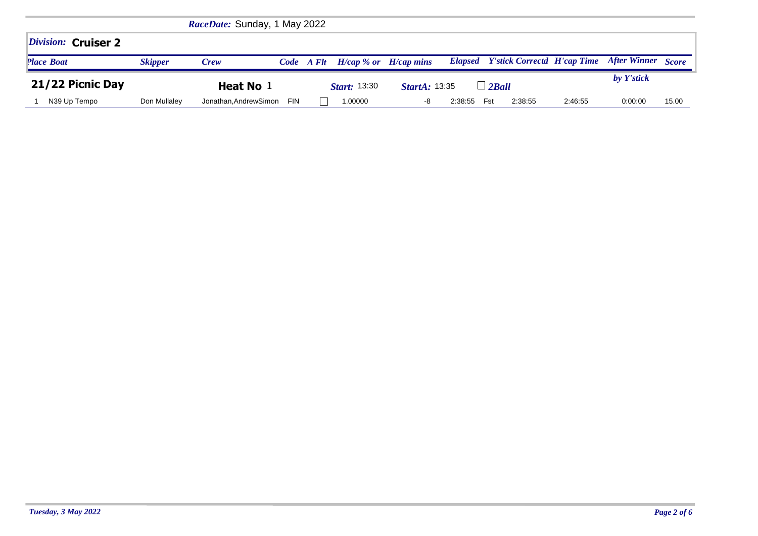*RaceDate:* Sunday, 1 May 2022

## *Division:* Cruiser 2

### 21/22 Picnic Day

**Heat No 1** — *Start:* 13:30 — *StartA:* 13:35 — ☐ *2Ball*

| Place | Boat | Skipper | Crew | Code | A Flt | H/cap % or | H/cap mins | Elapsed | Y'stick | Correctd | H'cap Time | After Winner by Y'stick | Score |
|---|---|---|---|---|---|---|---|---|---|---|---|---|---|
| 1 | N39 Up Tempo | Don Mullaley | Jonathan,AndrewSimon | FIN | ☐ | 1.00000 | -8 | 2:38:55 | Fst | 2:38:55 | 2:46:55 | 0:00:00 | 15.00 |

*Tuesday, 3 May 2022*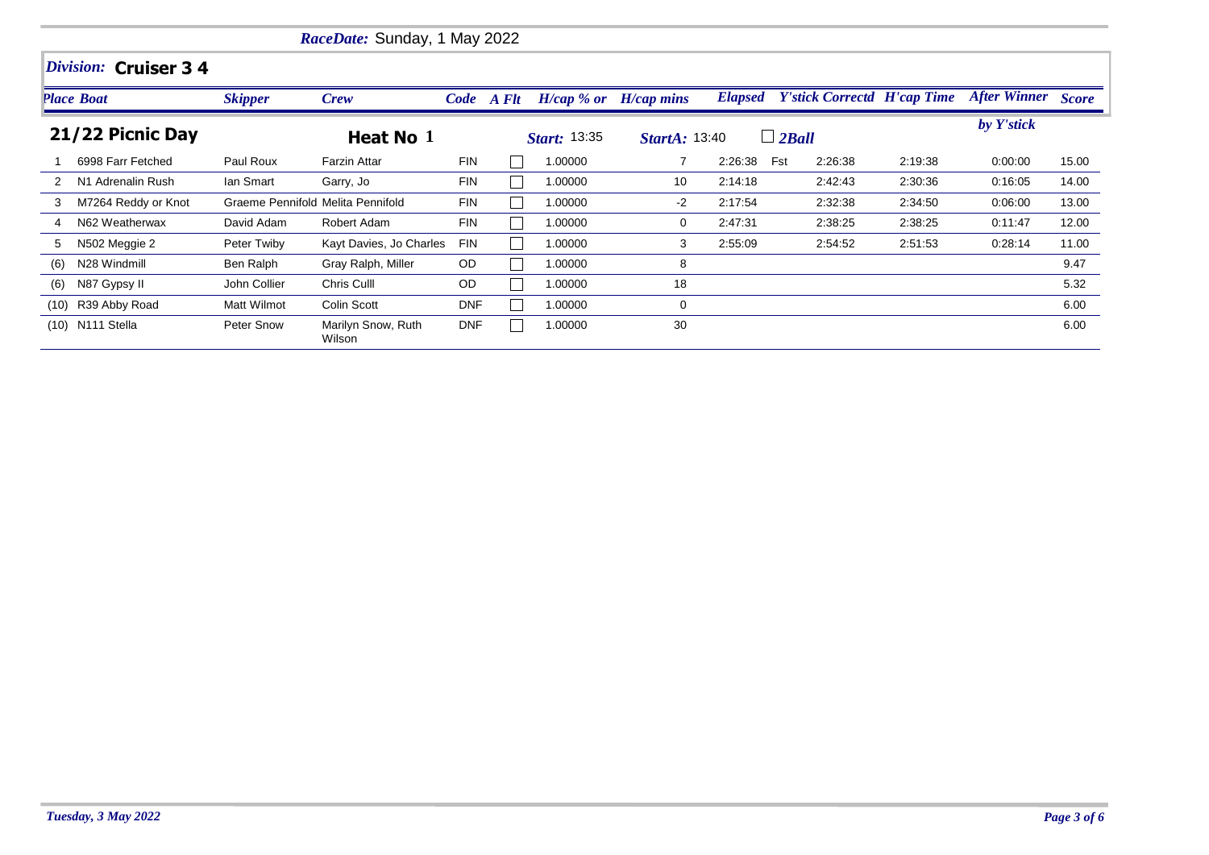*RaceDate:* Sunday, 1 May 2022

## *Division:* Cruiser 3 4

| *Place* | *Boat* | *Skipper* | *Crew* | *Code* | *A Flt* | *H/cap % or* | *H/cap mins* | *Elapsed* | | *Y'stick Correctd* | *H'cap Time* | *After Winner by Y'stick* | *Score* |
|---|---|---|---|---|---|---|---|---|---|---|---|---|---|
| **21/22 Picnic Day** | | | **Heat No 1** | | | *Start:* 13:35 | *StartA:* 13:40 | | ☐ *2Ball* | | | | |
| 1 | 6998 Farr Fetched | Paul Roux | Farzin Attar | FIN | ☐ | 1.00000 | 7 | 2:26:38 | Fst | 2:26:38 | 2:19:38 | 0:00:00 | 15.00 |
| 2 | N1 Adrenalin Rush | Ian Smart | Garry, Jo | FIN | ☐ | 1.00000 | 10 | 2:14:18 | | 2:42:43 | 2:30:36 | 0:16:05 | 14.00 |
| 3 | M7264 Reddy or Knot | Graeme Pennifold | Melita Pennifold | FIN | ☐ | 1.00000 | -2 | 2:17:54 | | 2:32:38 | 2:34:50 | 0:06:00 | 13.00 |
| 4 | N62 Weatherwax | David Adam | Robert Adam | FIN | ☐ | 1.00000 | 0 | 2:47:31 | | 2:38:25 | 2:38:25 | 0:11:47 | 12.00 |
| 5 | N502 Meggie 2 | Peter Twiby | Kayt Davies, Jo Charles | FIN | ☐ | 1.00000 | 3 | 2:55:09 | | 2:54:52 | 2:51:53 | 0:28:14 | 11.00 |
| (6) | N28 Windmill | Ben Ralph | Gray Ralph, Miller | OD | ☐ | 1.00000 | 8 | | | | | | 9.47 |
| (6) | N87 Gypsy II | John Collier | Chris Culll | OD | ☐ | 1.00000 | 18 | | | | | | 5.32 |
| (10) | R39 Abby Road | Matt Wilmot | Colin Scott | DNF | ☐ | 1.00000 | 0 | | | | | | 6.00 |
| (10) | N111 Stella | Peter Snow | Marilyn Snow, Ruth Wilson | DNF | ☐ | 1.00000 | 30 | | | | | | 6.00 |

*Tuesday, 3 May 2022*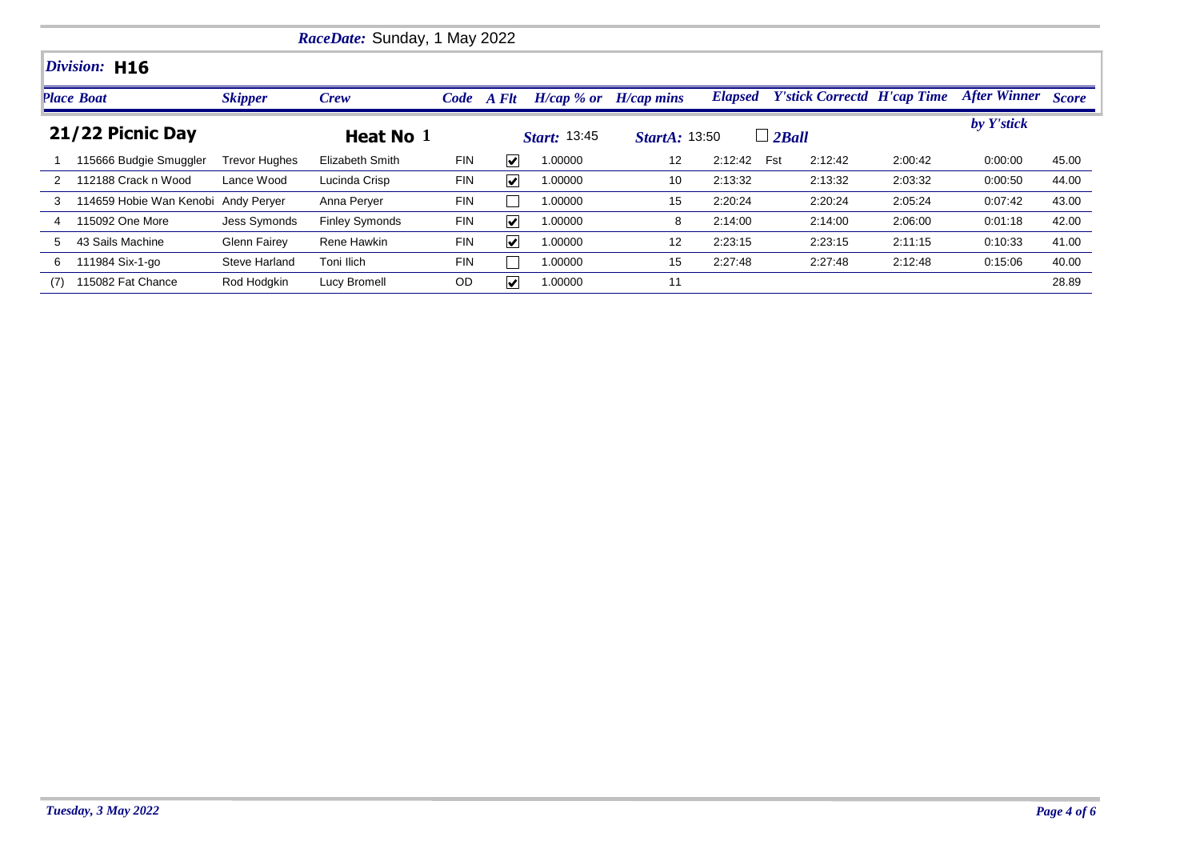*RaceDate:* Sunday, 1 May 2022

## *Division:* H16

### 21/22 Picnic Day

**Heat No 1** | *Start:* 13:45 | *StartA:* 13:50 | ☐ *2Ball*

| Place | Boat | Skipper | Crew | Code | A Flt | H/cap % or | H/cap mins | Elapsed | | Y'stick Correctd | H'cap Time | After Winner by Y'stick | Score |
|---|---|---|---|---|---|---|---|---|---|---|---|---|---|
| 1 | 115666 Budgie Smuggler | Trevor Hughes | Elizabeth Smith | FIN | ☑ | 1.00000 | 12 | 2:12:42 | Fst | 2:12:42 | 2:00:42 | 0:00:00 | 45.00 |
| 2 | 112188 Crack n Wood | Lance Wood | Lucinda Crisp | FIN | ☑ | 1.00000 | 10 | 2:13:32 | | 2:13:32 | 2:03:32 | 0:00:50 | 44.00 |
| 3 | 114659 Hobie Wan Kenobi | Andy Peryer | Anna Peryer | FIN | ☐ | 1.00000 | 15 | 2:20:24 | | 2:20:24 | 2:05:24 | 0:07:42 | 43.00 |
| 4 | 115092 One More | Jess Symonds | Finley Symonds | FIN | ☑ | 1.00000 | 8 | 2:14:00 | | 2:14:00 | 2:06:00 | 0:01:18 | 42.00 |
| 5 | 43 Sails Machine | Glenn Fairey | Rene Hawkin | FIN | ☑ | 1.00000 | 12 | 2:23:15 | | 2:23:15 | 2:11:15 | 0:10:33 | 41.00 |
| 6 | 111984 Six-1-go | Steve Harland | Toni Ilich | FIN | ☐ | 1.00000 | 15 | 2:27:48 | | 2:27:48 | 2:12:48 | 0:15:06 | 40.00 |
| (7) | 115082 Fat Chance | Rod Hodgkin | Lucy Bromell | OD | ☑ | 1.00000 | 11 | | | | | | 28.89 |

*Tuesday, 3 May 2022*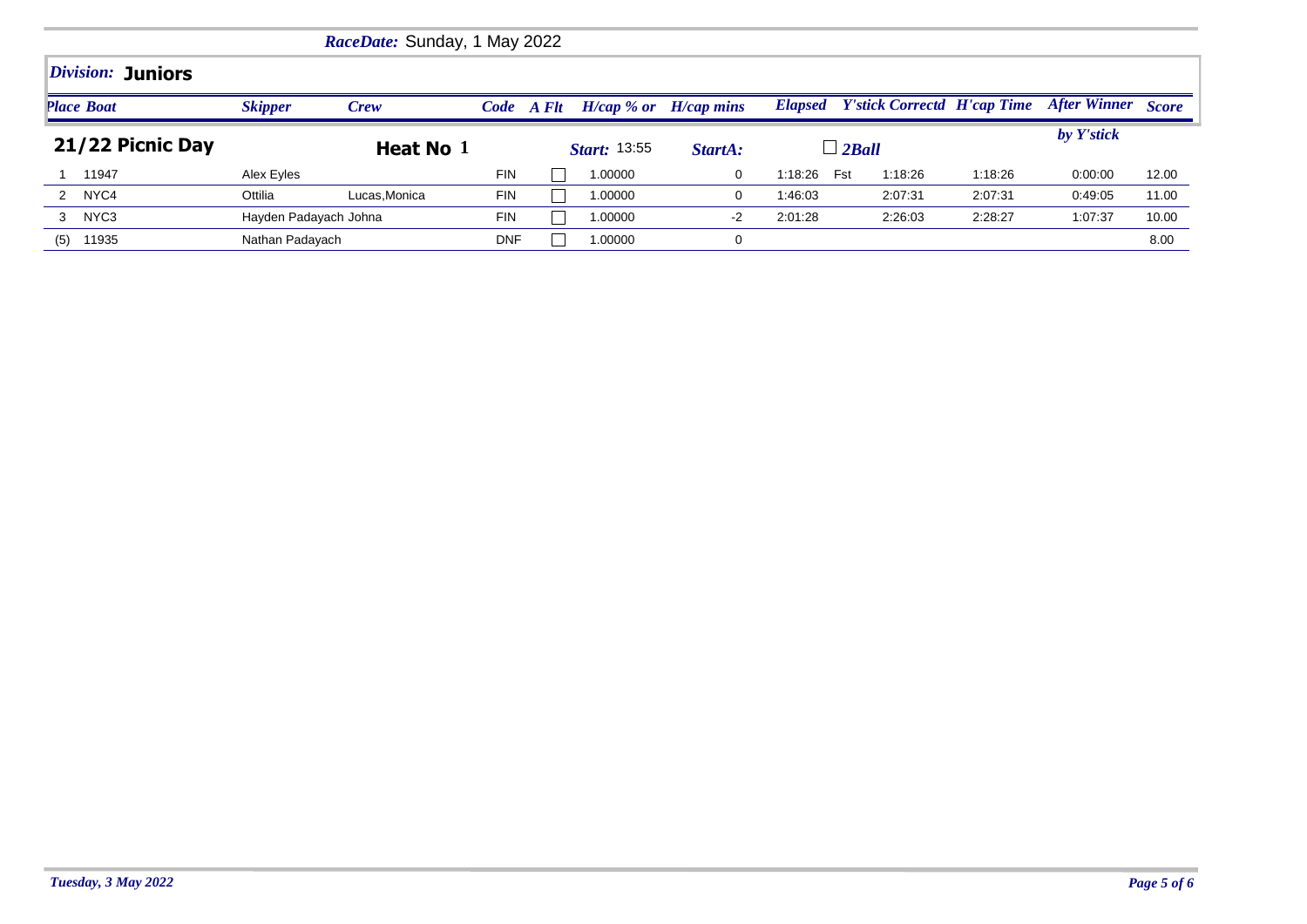*RaceDate:* Sunday, 1 May 2022

## *Division:* **Juniors**

### 21/22 Picnic Day

**Heat No** 1 | *Start:* 13:55 | *StartA:* | ☐ *2Ball*

| *Place* | *Boat* | *Skipper* | *Crew* | *Code* | *A Flt* | *H/cap % or* | *H/cap mins* | *Elapsed* | | *Y'stick Correctd* | *H'cap Time* | *After Winner by Y'stick* | *Score* |
|---|---|---|---|---|---|---|---|---|---|---|---|---|---|
| 1 | 11947 | Alex Eyles | | FIN | ☐ | 1.00000 | 0 | 1:18:26 | Fst | 1:18:26 | 1:18:26 | 0:00:00 | 12.00 |
| 2 | NYC4 | Ottilia | Lucas,Monica | FIN | ☐ | 1.00000 | 0 | 1:46:03 | | 2:07:31 | 2:07:31 | 0:49:05 | 11.00 |
| 3 | NYC3 | Hayden Padayach Johna | | FIN | ☐ | 1.00000 | -2 | 2:01:28 | | 2:26:03 | 2:28:27 | 1:07:37 | 10.00 |
| (5) | 11935 | Nathan Padayach | | DNF | ☐ | 1.00000 | 0 | | | | | | 8.00 |

*Tuesday, 3 May 2022*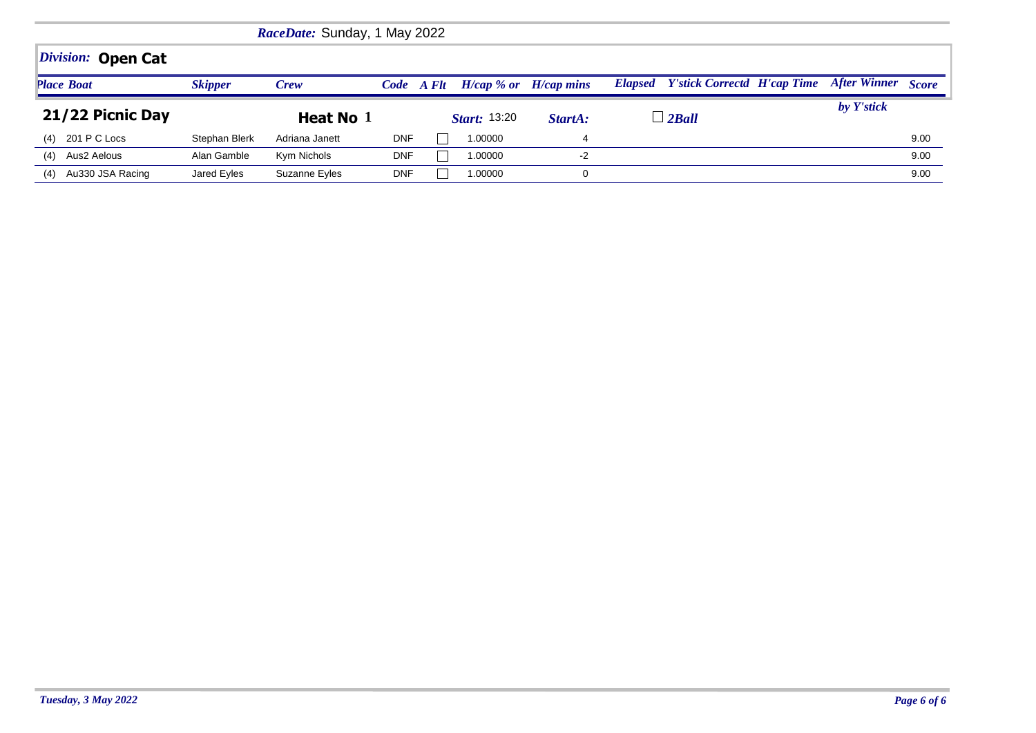*RaceDate:* Sunday, 1 May 2022

## *Division:* **Open Cat**

**21/22 Picnic Day** — **Heat No 1** — *Start:* 13:20 — *StartA:* — ☐ *2Ball*

| *Place* | *Boat* | *Skipper* | *Crew* | *Code* | *A Flt* | *H/cap % or* | *H/cap mins* | *Elapsed* | *Y'stick Correctd* | *H'cap Time* | *After Winner by Y'stick* | *Score* |
|---|---|---|---|---|---|---|---|---|---|---|---|---|
| (4) | 201 P C Locs | Stephan Blerk | Adriana Janett | DNF | ☐ | 1.00000 | 4 | | | | | 9.00 |
| (4) | Aus2 Aelous | Alan Gamble | Kym Nichols | DNF | ☐ | 1.00000 | -2 | | | | | 9.00 |
| (4) | Au330 JSA Racing | Jared Eyles | Suzanne Eyles | DNF | ☐ | 1.00000 | 0 | | | | | 9.00 |

*Tuesday, 3 May 2022*